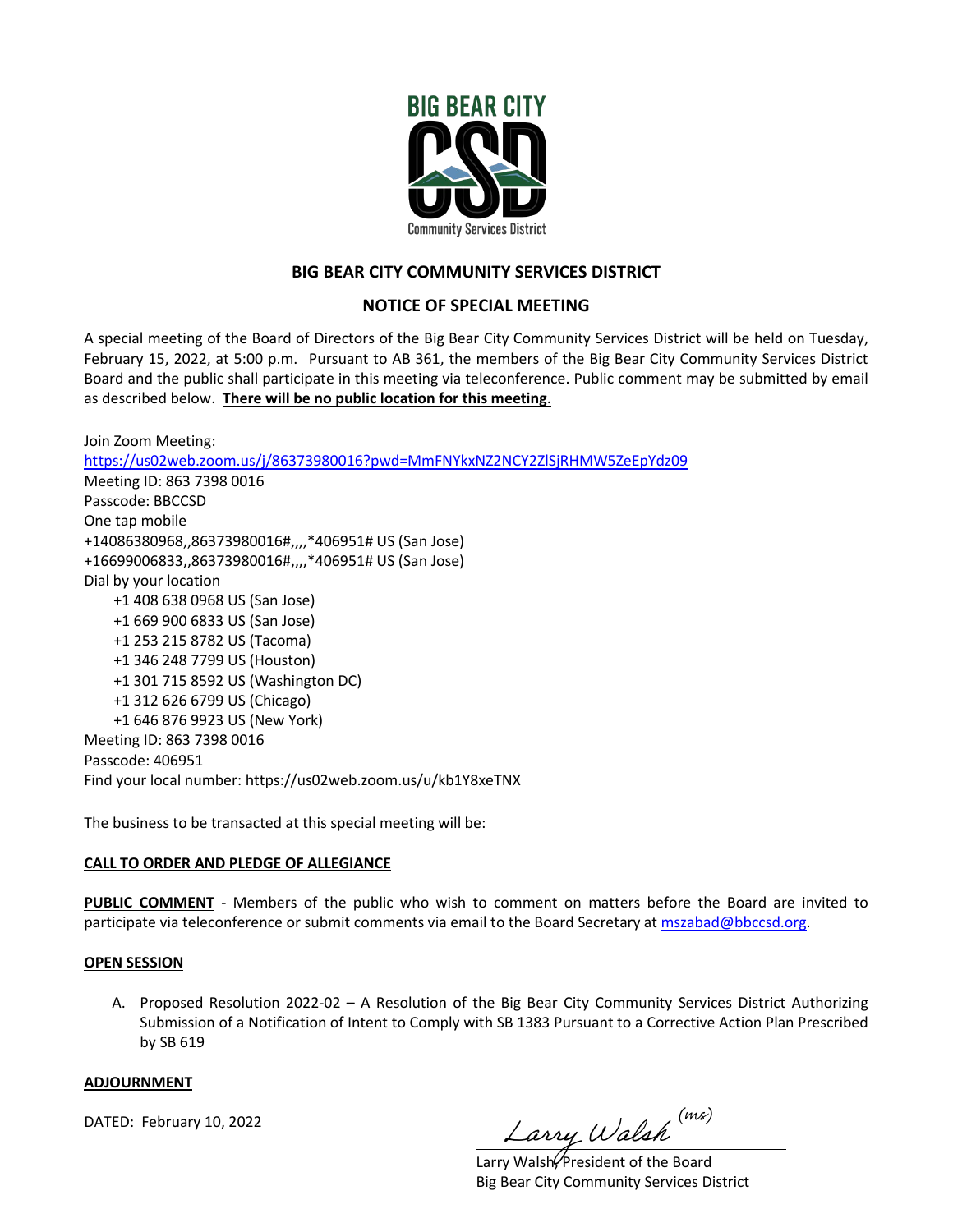BIG BEAR CITY

CSD

Community Services District

# BIG BEAR CITY COMMUNITY SERVICES DISTRICT

## NOTICE OF SPECIAL MEETING

A special meeting of the Board of Directors of the Big Bear City Community Services District will be held on Tuesday, February 15, 2022, at 5:00 p.m. Pursuant to AB 361, the members of the Big Bear City Community Services District Board and the public shall participate in this meeting via teleconference. Public comment may be submitted by email as described below. **There will be no public location for this meeting**.

Join Zoom Meeting:
https://us02web.zoom.us/j/86373980016?pwd=MmFNYkxNZ2NCY2ZlSjRHMW5ZeEpYdz09
Meeting ID: 863 7398 0016
Passcode: BBCCSD
One tap mobile
+14086380968,,86373980016#,,,,*406951# US (San Jose)
+16699006833,,86373980016#,,,,*406951# US (San Jose)
Dial by your location
+1 408 638 0968 US (San Jose)
+1 669 900 6833 US (San Jose)
+1 253 215 8782 US (Tacoma)
+1 346 248 7799 US (Houston)
+1 301 715 8592 US (Washington DC)
+1 312 626 6799 US (Chicago)
+1 646 876 9923 US (New York)
Meeting ID: 863 7398 0016
Passcode: 406951
Find your local number: https://us02web.zoom.us/u/kb1Y8xeTNX

The business to be transacted at this special meeting will be:

**CALL TO ORDER AND PLEDGE OF ALLEGIANCE**

**PUBLIC COMMENT** - Members of the public who wish to comment on matters before the Board are invited to participate via teleconference or submit comments via email to the Board Secretary at mszabad@bbccsd.org.

**OPEN SESSION**

A. Proposed Resolution 2022-02 – A Resolution of the Big Bear City Community Services District Authorizing Submission of a Notification of Intent to Comply with SB 1383 Pursuant to a Corrective Action Plan Prescribed by SB 619

**ADJOURNMENT**

DATED: February 10, 2022

*Larry Walsh* (ms)

Larry Walsh, President of the Board
Big Bear City Community Services District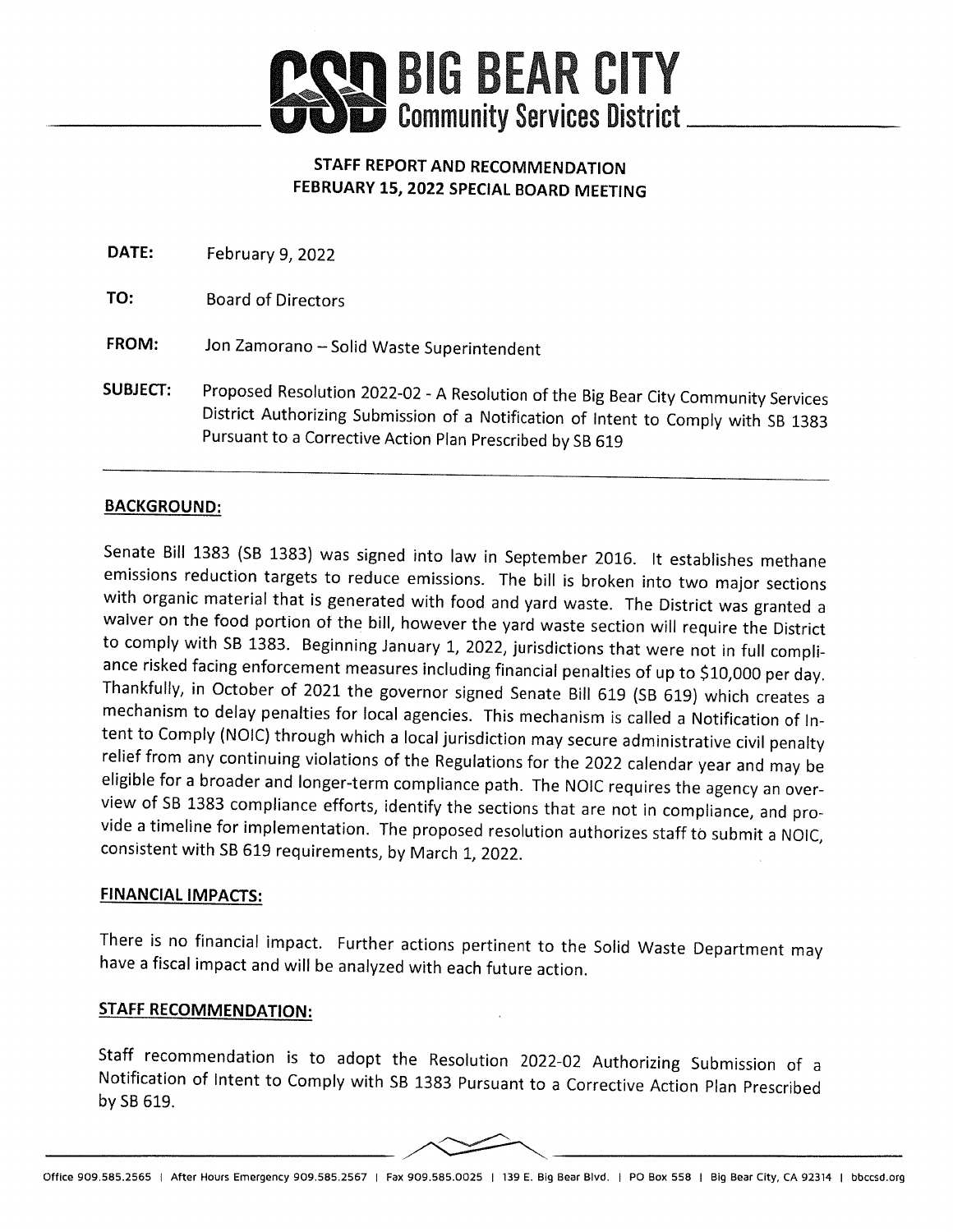# BIG BEAR CITY Community Services District

**STAFF REPORT AND RECOMMENDATION**
**FEBRUARY 15, 2022 SPECIAL BOARD MEETING**

**DATE:** February 9, 2022

**TO:** Board of Directors

**FROM:** Jon Zamorano – Solid Waste Superintendent

**SUBJECT:** Proposed Resolution 2022-02 - A Resolution of the Big Bear City Community Services District Authorizing Submission of a Notification of Intent to Comply with SB 1383 Pursuant to a Corrective Action Plan Prescribed by SB 619

## BACKGROUND:

Senate Bill 1383 (SB 1383) was signed into law in September 2016. It establishes methane emissions reduction targets to reduce emissions. The bill is broken into two major sections with organic material that is generated with food and yard waste. The District was granted a waiver on the food portion of the bill, however the yard waste section will require the District to comply with SB 1383. Beginning January 1, 2022, jurisdictions that were not in full compliance risked facing enforcement measures including financial penalties of up to $10,000 per day. Thankfully, in October of 2021 the governor signed Senate Bill 619 (SB 619) which creates a mechanism to delay penalties for local agencies. This mechanism is called a Notification of Intent to Comply (NOIC) through which a local jurisdiction may secure administrative civil penalty relief from any continuing violations of the Regulations for the 2022 calendar year and may be eligible for a broader and longer-term compliance path. The NOIC requires the agency an overview of SB 1383 compliance efforts, identify the sections that are not in compliance, and provide a timeline for implementation. The proposed resolution authorizes staff to submit a NOIC, consistent with SB 619 requirements, by March 1, 2022.

## FINANCIAL IMPACTS:

There is no financial impact. Further actions pertinent to the Solid Waste Department may have a fiscal impact and will be analyzed with each future action.

## STAFF RECOMMENDATION:

Staff recommendation is to adopt the Resolution 2022-02 Authorizing Submission of a Notification of Intent to Comply with SB 1383 Pursuant to a Corrective Action Plan Prescribed by SB 619.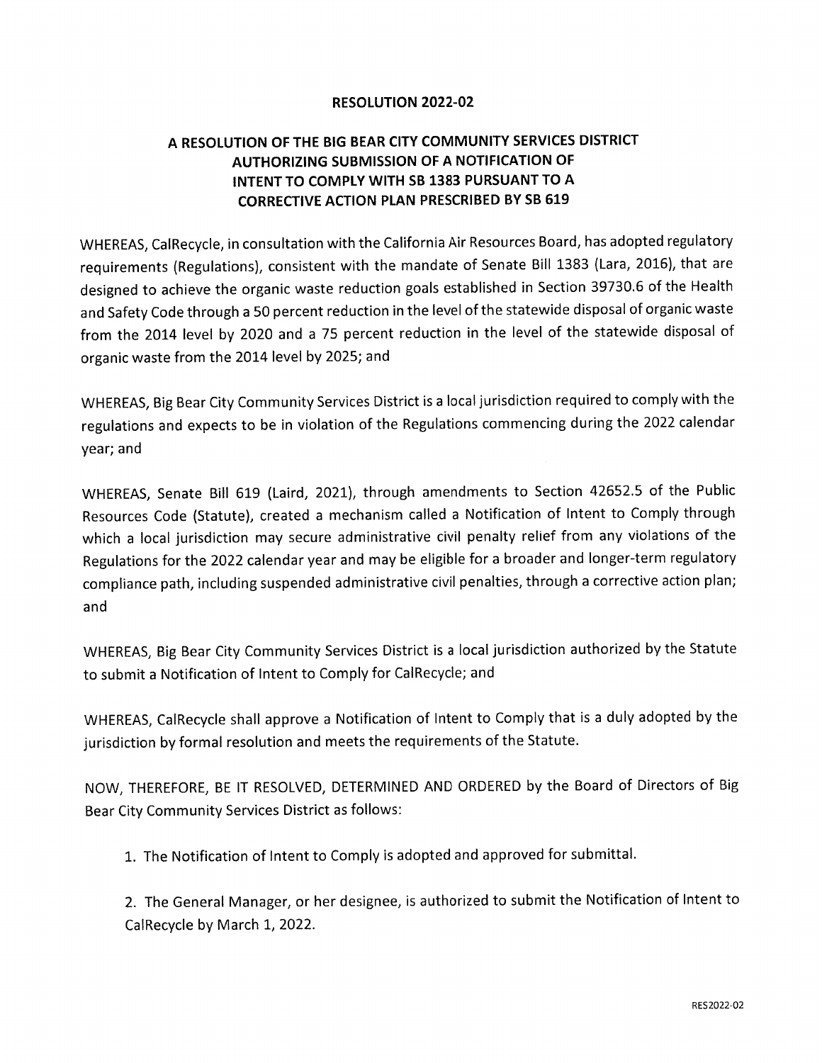**RESOLUTION 2022-02**

**A RESOLUTION OF THE BIG BEAR CITY COMMUNITY SERVICES DISTRICT AUTHORIZING SUBMISSION OF A NOTIFICATION OF INTENT TO COMPLY WITH SB 1383 PURSUANT TO A CORRECTIVE ACTION PLAN PRESCRIBED BY SB 619**

WHEREAS, CalRecycle, in consultation with the California Air Resources Board, has adopted regulatory requirements (Regulations), consistent with the mandate of Senate Bill 1383 (Lara, 2016), that are designed to achieve the organic waste reduction goals established in Section 39730.6 of the Health and Safety Code through a 50 percent reduction in the level of the statewide disposal of organic waste from the 2014 level by 2020 and a 75 percent reduction in the level of the statewide disposal of organic waste from the 2014 level by 2025; and

WHEREAS, Big Bear City Community Services District is a local jurisdiction required to comply with the regulations and expects to be in violation of the Regulations commencing during the 2022 calendar year; and

WHEREAS, Senate Bill 619 (Laird, 2021), through amendments to Section 42652.5 of the Public Resources Code (Statute), created a mechanism called a Notification of Intent to Comply through which a local jurisdiction may secure administrative civil penalty relief from any violations of the Regulations for the 2022 calendar year and may be eligible for a broader and longer-term regulatory compliance path, including suspended administrative civil penalties, through a corrective action plan; and

WHEREAS, Big Bear City Community Services District is a local jurisdiction authorized by the Statute to submit a Notification of Intent to Comply for CalRecycle; and

WHEREAS, CalRecycle shall approve a Notification of Intent to Comply that is a duly adopted by the jurisdiction by formal resolution and meets the requirements of the Statute.

NOW, THEREFORE, BE IT RESOLVED, DETERMINED AND ORDERED by the Board of Directors of Big Bear City Community Services District as follows:

1. The Notification of Intent to Comply is adopted and approved for submittal.

2. The General Manager, or her designee, is authorized to submit the Notification of Intent to CalRecycle by March 1, 2022.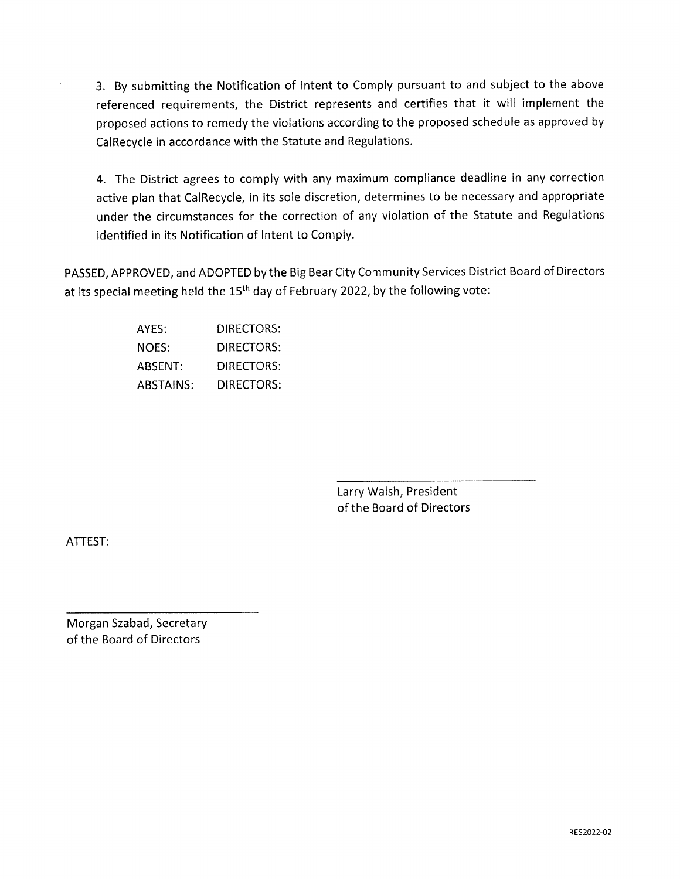3. By submitting the Notification of Intent to Comply pursuant to and subject to the above referenced requirements, the District represents and certifies that it will implement the proposed actions to remedy the violations according to the proposed schedule as approved by CalRecycle in accordance with the Statute and Regulations.

4. The District agrees to comply with any maximum compliance deadline in any correction active plan that CalRecycle, in its sole discretion, determines to be necessary and appropriate under the circumstances for the correction of any violation of the Statute and Regulations identified in its Notification of Intent to Comply.

PASSED, APPROVED, and ADOPTED by the Big Bear City Community Services District Board of Directors at its special meeting held the 15th day of February 2022, by the following vote:

AYES: DIRECTORS:
NOES: DIRECTORS:
ABSENT: DIRECTORS:
ABSTAINS: DIRECTORS:

\_\_\_\_\_\_\_\_\_\_\_\_\_\_\_\_\_\_\_\_\_\_\_\_\_\_\_\_\_\_
Larry Walsh, President
of the Board of Directors

ATTEST:

\_\_\_\_\_\_\_\_\_\_\_\_\_\_\_\_\_\_\_\_\_\_\_\_\_\_\_\_\_\_
Morgan Szabad, Secretary
of the Board of Directors

RES2022-02